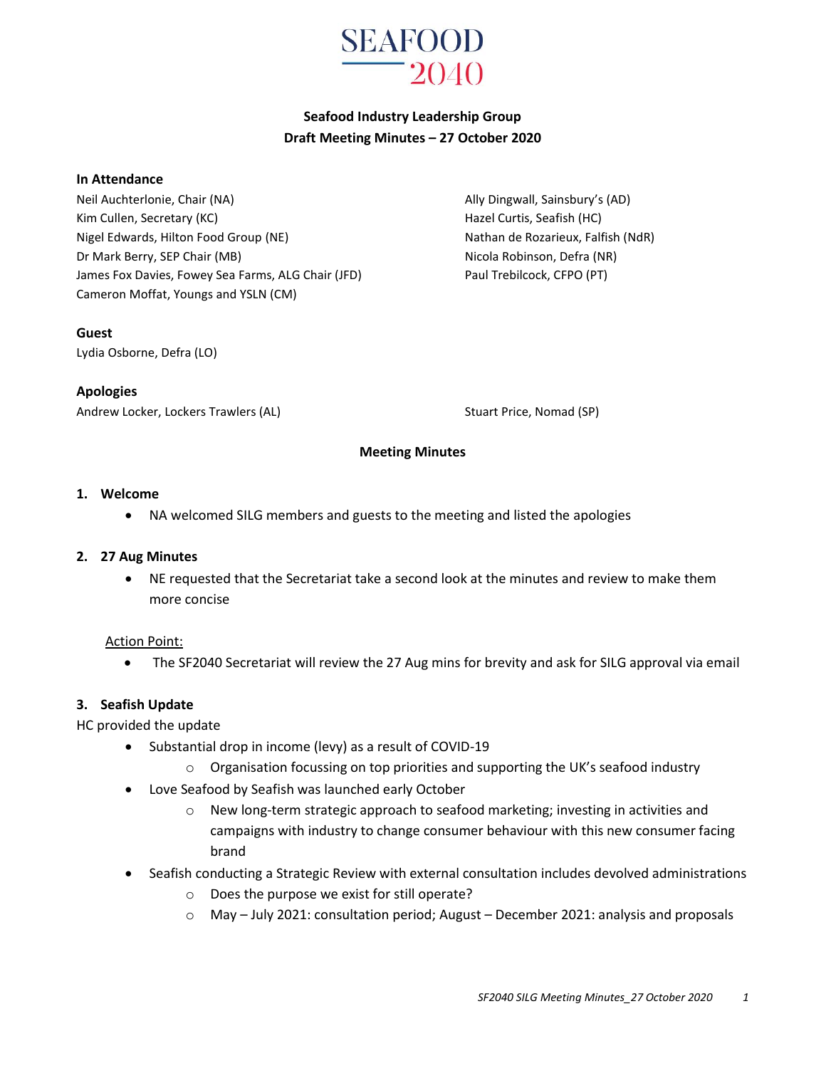# SEAFOOD 2040

## Seafood Industry Leadership Group
## Draft Meeting Minutes – 27 October 2020

### In Attendance

Neil Auchterlonie, Chair (NA)
Kim Cullen, Secretary (KC)
Nigel Edwards, Hilton Food Group (NE)
Dr Mark Berry, SEP Chair (MB)
James Fox Davies, Fowey Sea Farms, ALG Chair (JFD)
Cameron Moffat, Youngs and YSLN (CM)
Ally Dingwall, Sainsbury's (AD)
Hazel Curtis, Seafish (HC)
Nathan de Rozarieux, Falfish (NdR)
Nicola Robinson, Defra (NR)
Paul Trebilcock, CFPO (PT)

### Guest

Lydia Osborne, Defra (LO)

### Apologies

Andrew Locker, Lockers Trawlers (AL)
Stuart Price, Nomad (SP)

### Meeting Minutes

#### 1. Welcome

- NA welcomed SILG members and guests to the meeting and listed the apologies

#### 2. 27 Aug Minutes

- NE requested that the Secretariat take a second look at the minutes and review to make them more concise

Action Point:

- The SF2040 Secretariat will review the 27 Aug mins for brevity and ask for SILG approval via email

#### 3. Seafish Update

HC provided the update

- Substantial drop in income (levy) as a result of COVID-19
  - Organisation focussing on top priorities and supporting the UK's seafood industry
- Love Seafood by Seafish was launched early October
  - New long-term strategic approach to seafood marketing; investing in activities and campaigns with industry to change consumer behaviour with this new consumer facing brand
- Seafish conducting a Strategic Review with external consultation includes devolved administrations
  - Does the purpose we exist for still operate?
  - May – July 2021: consultation period; August – December 2021: analysis and proposals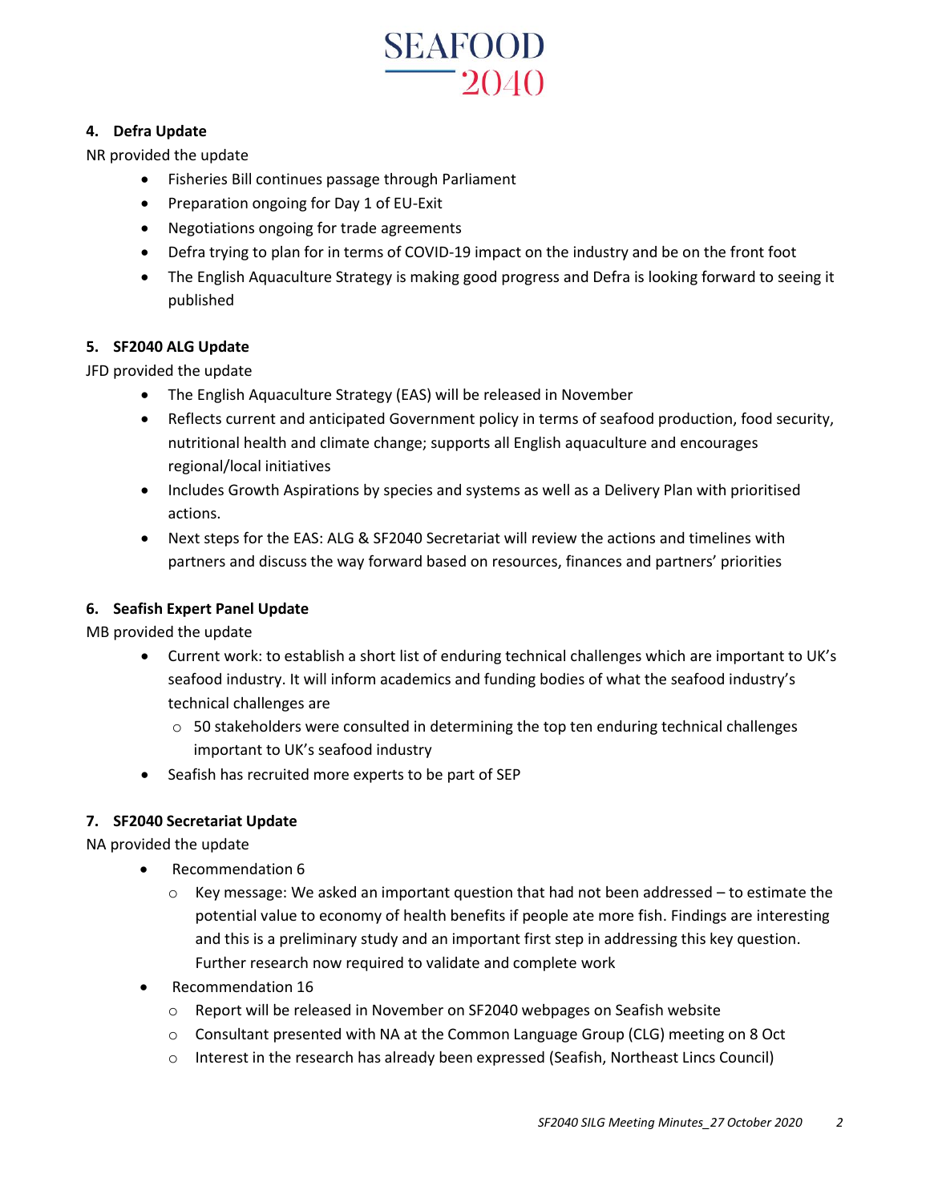### 4. Defra Update

NR provided the update

- Fisheries Bill continues passage through Parliament
- Preparation ongoing for Day 1 of EU-Exit
- Negotiations ongoing for trade agreements
- Defra trying to plan for in terms of COVID-19 impact on the industry and be on the front foot
- The English Aquaculture Strategy is making good progress and Defra is looking forward to seeing it published

### 5. SF2040 ALG Update

JFD provided the update

- The English Aquaculture Strategy (EAS) will be released in November
- Reflects current and anticipated Government policy in terms of seafood production, food security, nutritional health and climate change; supports all English aquaculture and encourages regional/local initiatives
- Includes Growth Aspirations by species and systems as well as a Delivery Plan with prioritised actions.
- Next steps for the EAS: ALG & SF2040 Secretariat will review the actions and timelines with partners and discuss the way forward based on resources, finances and partners' priorities

### 6. Seafish Expert Panel Update

MB provided the update

- Current work: to establish a short list of enduring technical challenges which are important to UK's seafood industry. It will inform academics and funding bodies of what the seafood industry's technical challenges are
  - 50 stakeholders were consulted in determining the top ten enduring technical challenges important to UK's seafood industry
- Seafish has recruited more experts to be part of SEP

### 7. SF2040 Secretariat Update

NA provided the update

- Recommendation 6
  - Key message: We asked an important question that had not been addressed – to estimate the potential value to economy of health benefits if people ate more fish. Findings are interesting and this is a preliminary study and an important first step in addressing this key question. Further research now required to validate and complete work
- Recommendation 16
  - Report will be released in November on SF2040 webpages on Seafish website
  - Consultant presented with NA at the Common Language Group (CLG) meeting on 8 Oct
  - Interest in the research has already been expressed (Seafish, Northeast Lincs Council)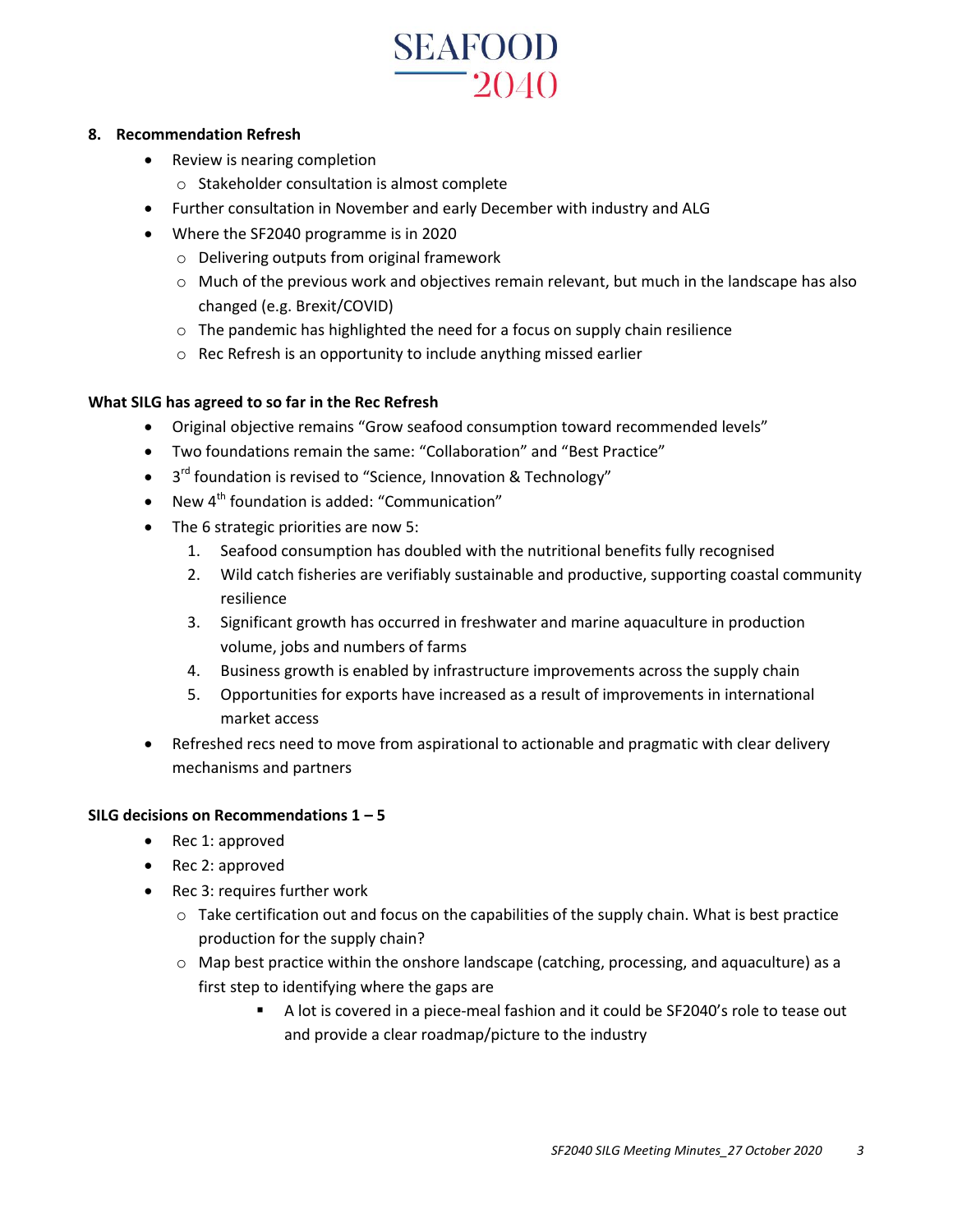## 8. Recommendation Refresh

- Review is nearing completion
  - Stakeholder consultation is almost complete
- Further consultation in November and early December with industry and ALG
- Where the SF2040 programme is in 2020
  - Delivering outputs from original framework
  - Much of the previous work and objectives remain relevant, but much in the landscape has also changed (e.g. Brexit/COVID)
  - The pandemic has highlighted the need for a focus on supply chain resilience
  - Rec Refresh is an opportunity to include anything missed earlier

**What SILG has agreed to so far in the Rec Refresh**

- Original objective remains "Grow seafood consumption toward recommended levels"
- Two foundations remain the same: "Collaboration" and "Best Practice"
- 3rd foundation is revised to "Science, Innovation & Technology"
- New 4th foundation is added: "Communication"
- The 6 strategic priorities are now 5:
  1. Seafood consumption has doubled with the nutritional benefits fully recognised
  2. Wild catch fisheries are verifiably sustainable and productive, supporting coastal community resilience
  3. Significant growth has occurred in freshwater and marine aquaculture in production volume, jobs and numbers of farms
  4. Business growth is enabled by infrastructure improvements across the supply chain
  5. Opportunities for exports have increased as a result of improvements in international market access
- Refreshed recs need to move from aspirational to actionable and pragmatic with clear delivery mechanisms and partners

**SILG decisions on Recommendations 1 – 5**

- Rec 1: approved
- Rec 2: approved
- Rec 3: requires further work
  - Take certification out and focus on the capabilities of the supply chain. What is best practice production for the supply chain?
  - Map best practice within the onshore landscape (catching, processing, and aquaculture) as a first step to identifying where the gaps are
    - A lot is covered in a piece-meal fashion and it could be SF2040's role to tease out and provide a clear roadmap/picture to the industry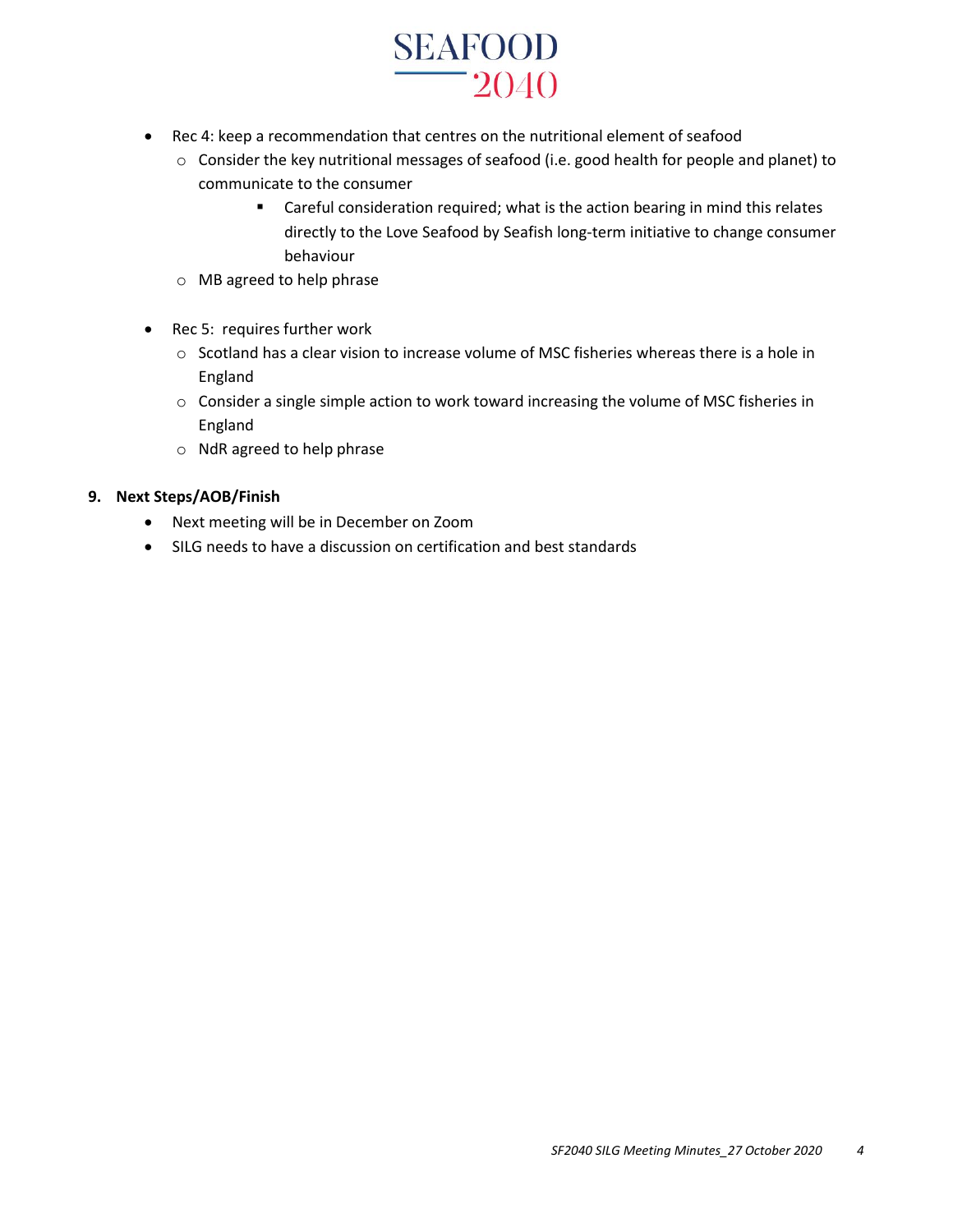- Rec 4: keep a recommendation that centres on the nutritional element of seafood
    - Consider the key nutritional messages of seafood (i.e. good health for people and planet) to communicate to the consumer
        - Careful consideration required; what is the action bearing in mind this relates directly to the Love Seafood by Seafish long-term initiative to change consumer behaviour
    - MB agreed to help phrase

- Rec 5: requires further work
    - Scotland has a clear vision to increase volume of MSC fisheries whereas there is a hole in England
    - Consider a single simple action to work toward increasing the volume of MSC fisheries in England
    - NdR agreed to help phrase

**9. Next Steps/AOB/Finish**

- Next meeting will be in December on Zoom
- SILG needs to have a discussion on certification and best standards